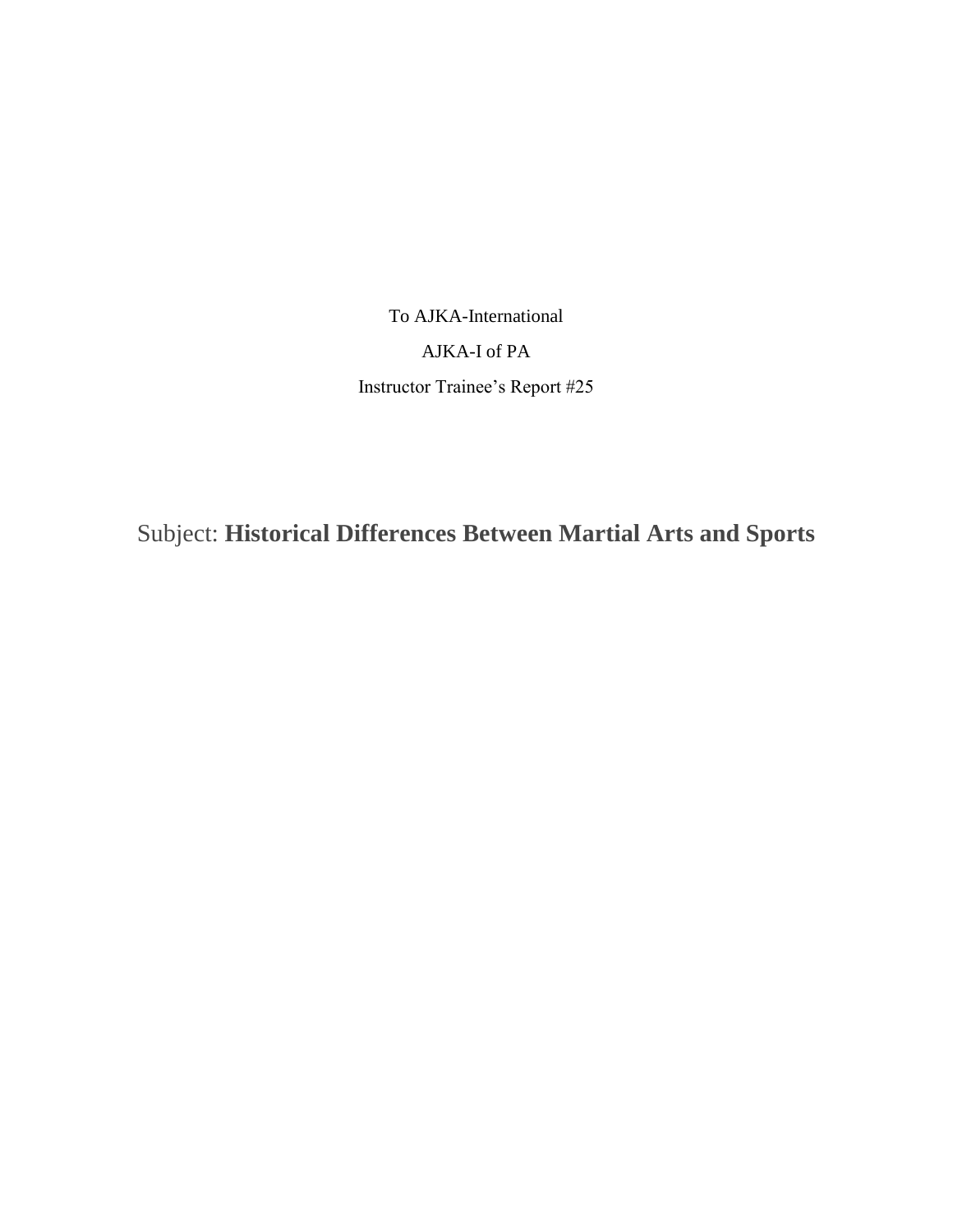To AJKA-International

AJKA-I of PA

Instructor Trainee's Report #25

Subject: **Historical Differences Between Martial Arts and Sports**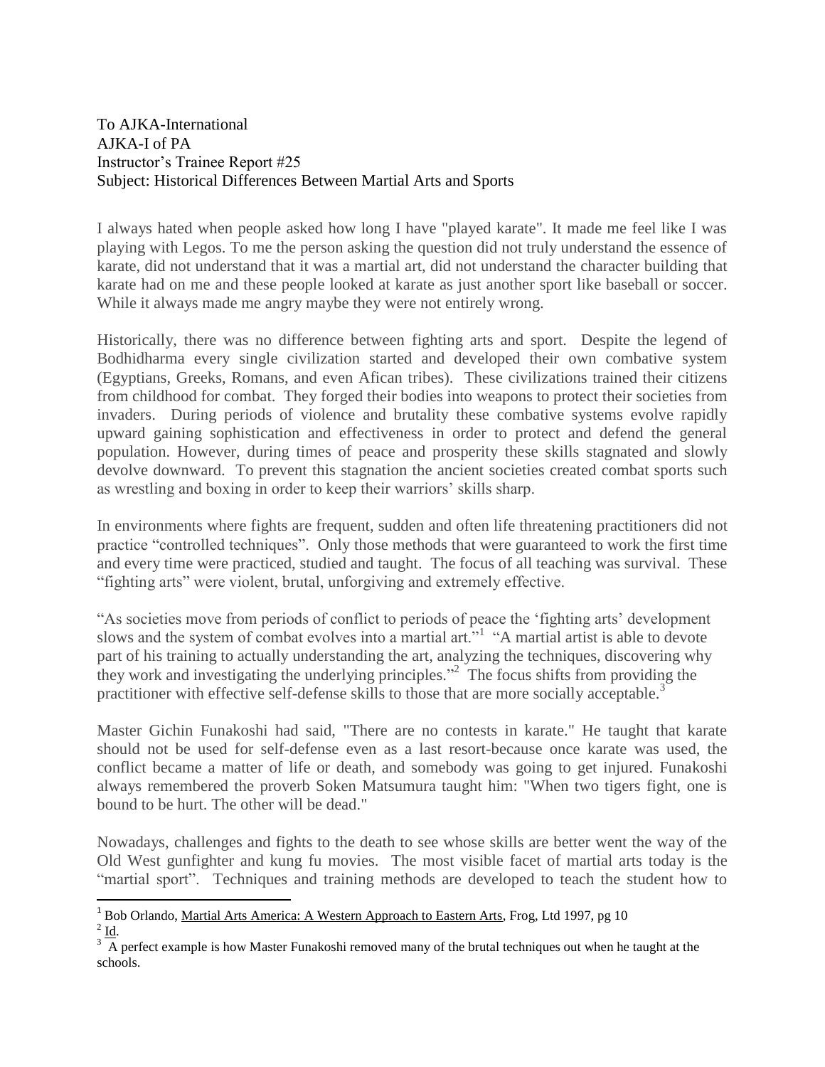To AJKA-International
AJKA-I of PA
Instructor's Trainee Report #25
Subject: Historical Differences Between Martial Arts and Sports

I always hated when people asked how long I have "played karate". It made me feel like I was playing with Legos. To me the person asking the question did not truly understand the essence of karate, did not understand that it was a martial art, did not understand the character building that karate had on me and these people looked at karate as just another sport like baseball or soccer. While it always made me angry maybe they were not entirely wrong.

Historically, there was no difference between fighting arts and sport. Despite the legend of Bodhidharma every single civilization started and developed their own combative system (Egyptians, Greeks, Romans, and even Afican tribes). These civilizations trained their citizens from childhood for combat. They forged their bodies into weapons to protect their societies from invaders. During periods of violence and brutality these combative systems evolve rapidly upward gaining sophistication and effectiveness in order to protect and defend the general population. However, during times of peace and prosperity these skills stagnated and slowly devolve downward. To prevent this stagnation the ancient societies created combat sports such as wrestling and boxing in order to keep their warriors' skills sharp.

In environments where fights are frequent, sudden and often life threatening practitioners did not practice "controlled techniques". Only those methods that were guaranteed to work the first time and every time were practiced, studied and taught. The focus of all teaching was survival. These "fighting arts" were violent, brutal, unforgiving and extremely effective.

"As societies move from periods of conflict to periods of peace the 'fighting arts' development slows and the system of combat evolves into a martial art."[1] "A martial artist is able to devote part of his training to actually understanding the art, analyzing the techniques, discovering why they work and investigating the underlying principles."[2] The focus shifts from providing the practitioner with effective self-defense skills to those that are more socially acceptable.[3]

Master Gichin Funakoshi had said, "There are no contests in karate." He taught that karate should not be used for self-defense even as a last resort-because once karate was used, the conflict became a matter of life or death, and somebody was going to get injured. Funakoshi always remembered the proverb Soken Matsumura taught him: "When two tigers fight, one is bound to be hurt. The other will be dead."

Nowadays, challenges and fights to the death to see whose skills are better went the way of the Old West gunfighter and kung fu movies. The most visible facet of martial arts today is the "martial sport". Techniques and training methods are developed to teach the student how to

---

[1] Bob Orlando, Martial Arts America: A Western Approach to Eastern Arts, Frog, Ltd 1997, pg 10

[2] Id.

[3] A perfect example is how Master Funakoshi removed many of the brutal techniques out when he taught at the schools.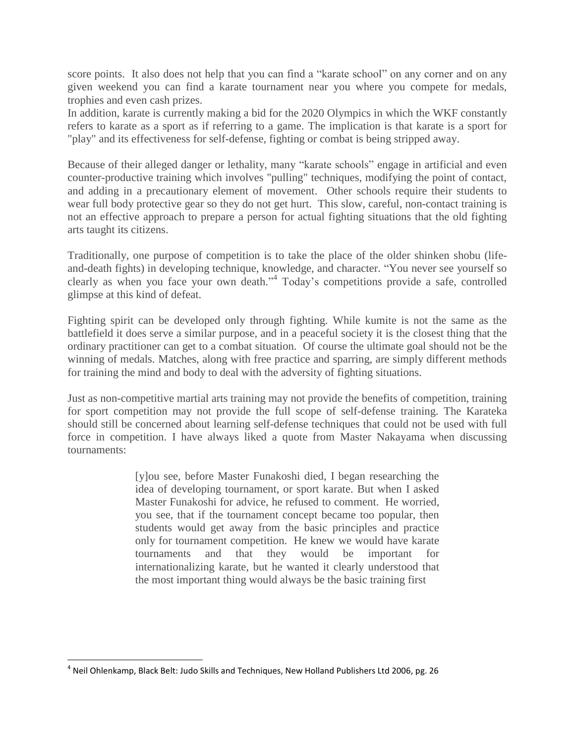score points. It also does not help that you can find a "karate school" on any corner and on any given weekend you can find a karate tournament near you where you compete for medals, trophies and even cash prizes.
In addition, karate is currently making a bid for the 2020 Olympics in which the WKF constantly refers to karate as a sport as if referring to a game. The implication is that karate is a sport for "play" and its effectiveness for self-defense, fighting or combat is being stripped away.

Because of their alleged danger or lethality, many "karate schools" engage in artificial and even counter-productive training which involves "pulling" techniques, modifying the point of contact, and adding in a precautionary element of movement. Other schools require their students to wear full body protective gear so they do not get hurt. This slow, careful, non-contact training is not an effective approach to prepare a person for actual fighting situations that the old fighting arts taught its citizens.

Traditionally, one purpose of competition is to take the place of the older shinken shobu (life-and-death fights) in developing technique, knowledge, and character. "You never see yourself so clearly as when you face your own death."[4] Today's competitions provide a safe, controlled glimpse at this kind of defeat.

Fighting spirit can be developed only through fighting. While kumite is not the same as the battlefield it does serve a similar purpose, and in a peaceful society it is the closest thing that the ordinary practitioner can get to a combat situation. Of course the ultimate goal should not be the winning of medals. Matches, along with free practice and sparring, are simply different methods for training the mind and body to deal with the adversity of fighting situations.

Just as non-competitive martial arts training may not provide the benefits of competition, training for sport competition may not provide the full scope of self-defense training. The Karateka should still be concerned about learning self-defense techniques that could not be used with full force in competition. I have always liked a quote from Master Nakayama when discussing tournaments:

> [y]ou see, before Master Funakoshi died, I began researching the idea of developing tournament, or sport karate. But when I asked Master Funakoshi for advice, he refused to comment. He worried, you see, that if the tournament concept became too popular, then students would get away from the basic principles and practice only for tournament competition. He knew we would have karate tournaments and that they would be important for internationalizing karate, but he wanted it clearly understood that the most important thing would always be the basic training first

---

[4] Neil Ohlenkamp, Black Belt: Judo Skills and Techniques, New Holland Publishers Ltd 2006, pg. 26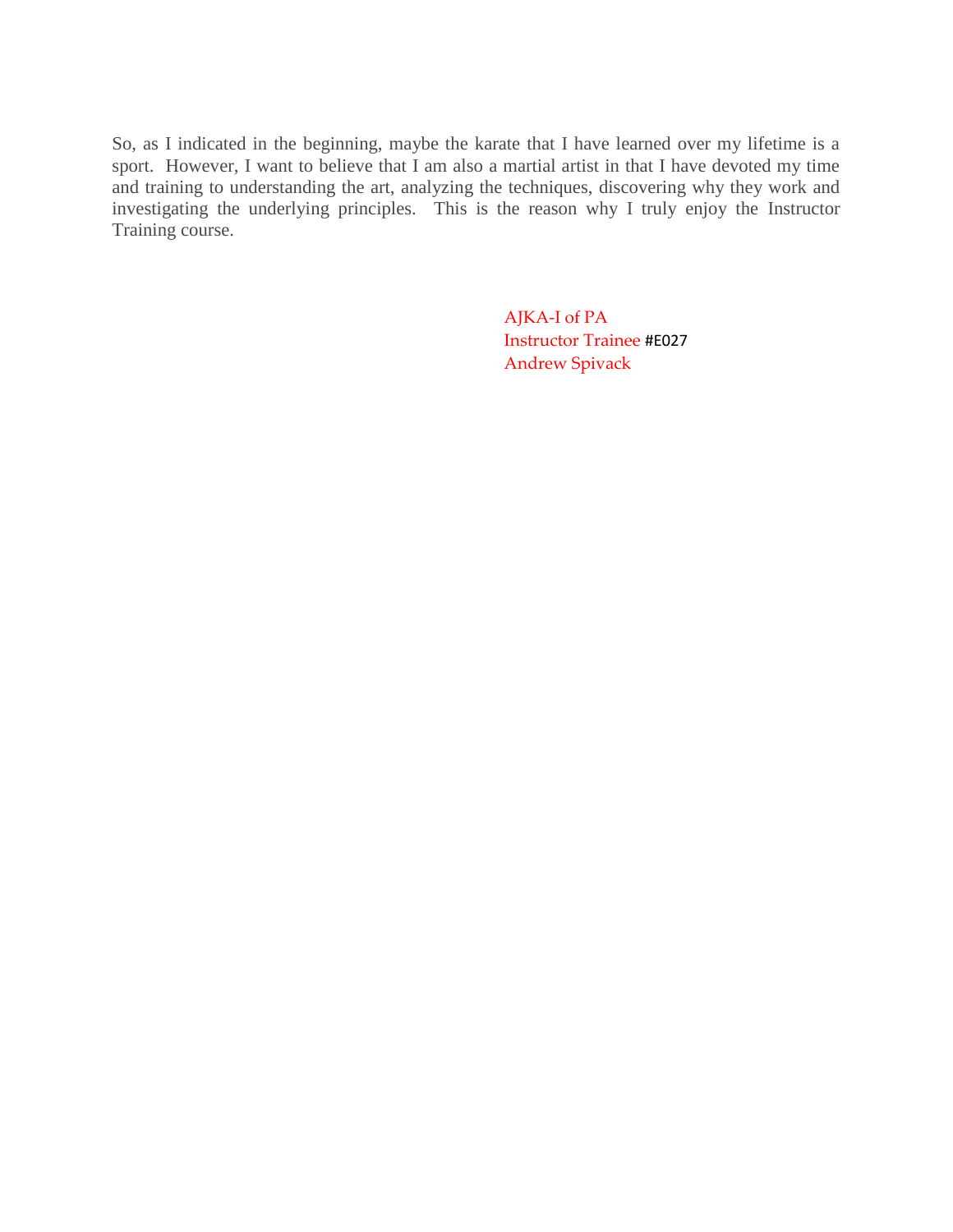So, as I indicated in the beginning, maybe the karate that I have learned over my lifetime is a sport. However, I want to believe that I am also a martial artist in that I have devoted my time and training to understanding the art, analyzing the techniques, discovering why they work and investigating the underlying principles. This is the reason why I truly enjoy the Instructor Training course.

AJKA-I of PA  
Instructor Trainee #E027  
Andrew Spivack